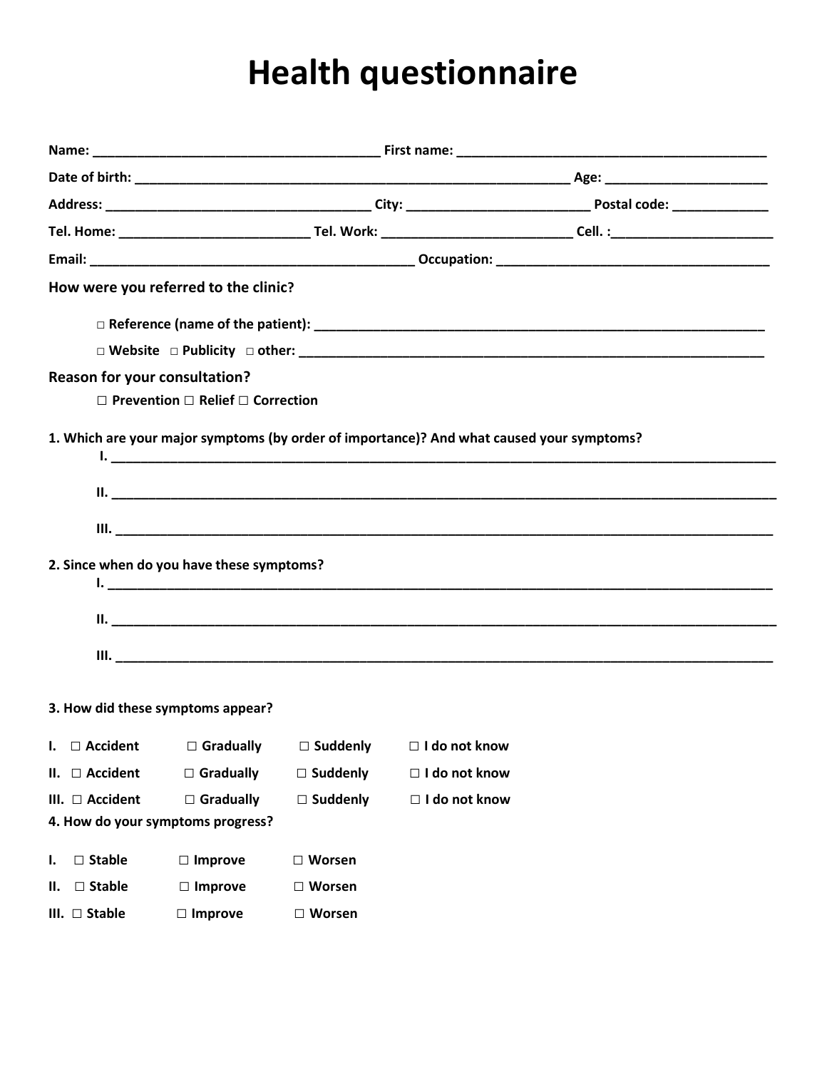# Health questionnaire

**Name:** ______________________________________ **First name:** ________________________________________

**Date of birth:** __________________________________________________________ **Age:** _____________________

**Address:** ___________________________________ **City:** ________________________ **Postal code:** ____________

**Tel. Home:** _________________________ **Tel. Work:** _________________________ **Cell. :**_____________________

**Email:** ___________________________________________ **Occupation:** ___________________________________

## How were you referred to the clinic?

□ **Reference (name of the patient):** ___________________________________________________________

□ **Website** □ **Publicity** □ **other:** ______________________________________________________________

## Reason for your consultation?

□ **Prevention** □ **Relief** □ **Correction**

**1. Which are your major symptoms (by order of importance)? And what caused your symptoms?**

**I.** ___________________________________________________________________________________________

**II.** __________________________________________________________________________________________

**III.** _________________________________________________________________________________________

**2. Since when do you have these symptoms?**

**I.** ___________________________________________________________________________________________

**II.** __________________________________________________________________________________________

**III.** _________________________________________________________________________________________

**3. How did these symptoms appear?**

**I.** □ **Accident** □ **Gradually** □ **Suddenly** □ **I do not know**

**II.** □ **Accident** □ **Gradually** □ **Suddenly** □ **I do not know**

**III.** □ **Accident** □ **Gradually** □ **Suddenly** □ **I do not know**

**4. How do your symptoms progress?**

**I.** □ **Stable** □ **Improve** □ **Worsen**

**II.** □ **Stable** □ **Improve** □ **Worsen**

**III.** □ **Stable** □ **Improve** □ **Worsen**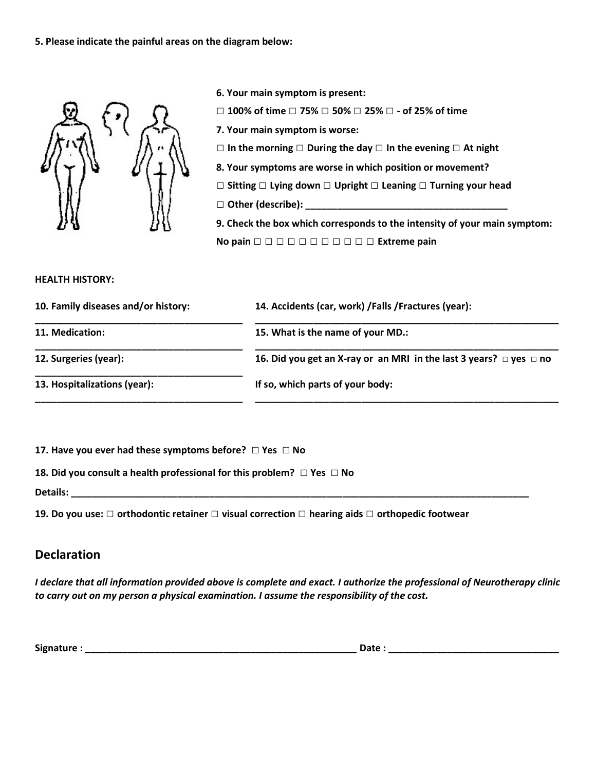**5. Please indicate the painful areas on the diagram below:**

**6. Your main symptom is present:**

□ 100% of time □ 75% □ 50% □ 25% □ - of 25% of time

**7. Your main symptom is worse:**

□ In the morning □ During the day □ In the evening □ At night

**8. Your symptoms are worse in which position or movement?**

□ Sitting □ Lying down □ Upright □ Leaning □ Turning your head

□ Other (describe): ______________________________________

**9. Check the box which corresponds to the intensity of your main symptom:**

No pain □ □ □ □ □ □ □ □ □ □ □ Extreme pain

**HEALTH HISTORY:**

**10. Family diseases and/or history:**

_______________________________________

**11. Medication:**

_______________________________________

**12. Surgeries (year):**

_______________________________________

**13. Hospitalizations (year):**

_______________________________________

**14. Accidents (car, work) /Falls /Fractures (year):**

_________________________________________________________

**15. What is the name of your MD.:**

_________________________________________________________

**16. Did you get an X-ray or an MRI in the last 3 years?** □ yes □ no

**If so, which parts of your body:**

_________________________________________________________

**17. Have you ever had these symptoms before?** □ Yes □ No

**18. Did you consult a health professional for this problem?** □ Yes □ No

**Details:** ______________________________________________________________________________________

**19. Do you use:** □ orthodontic retainer □ visual correction □ hearing aids □ orthopedic footwear

## Declaration

***I declare that all information provided above is complete and exact. I authorize the professional of Neurotherapy clinic to carry out on my person a physical examination. I assume the responsibility of the cost.***

**Signature :** ____________________________________________________ **Date :** ________________________________